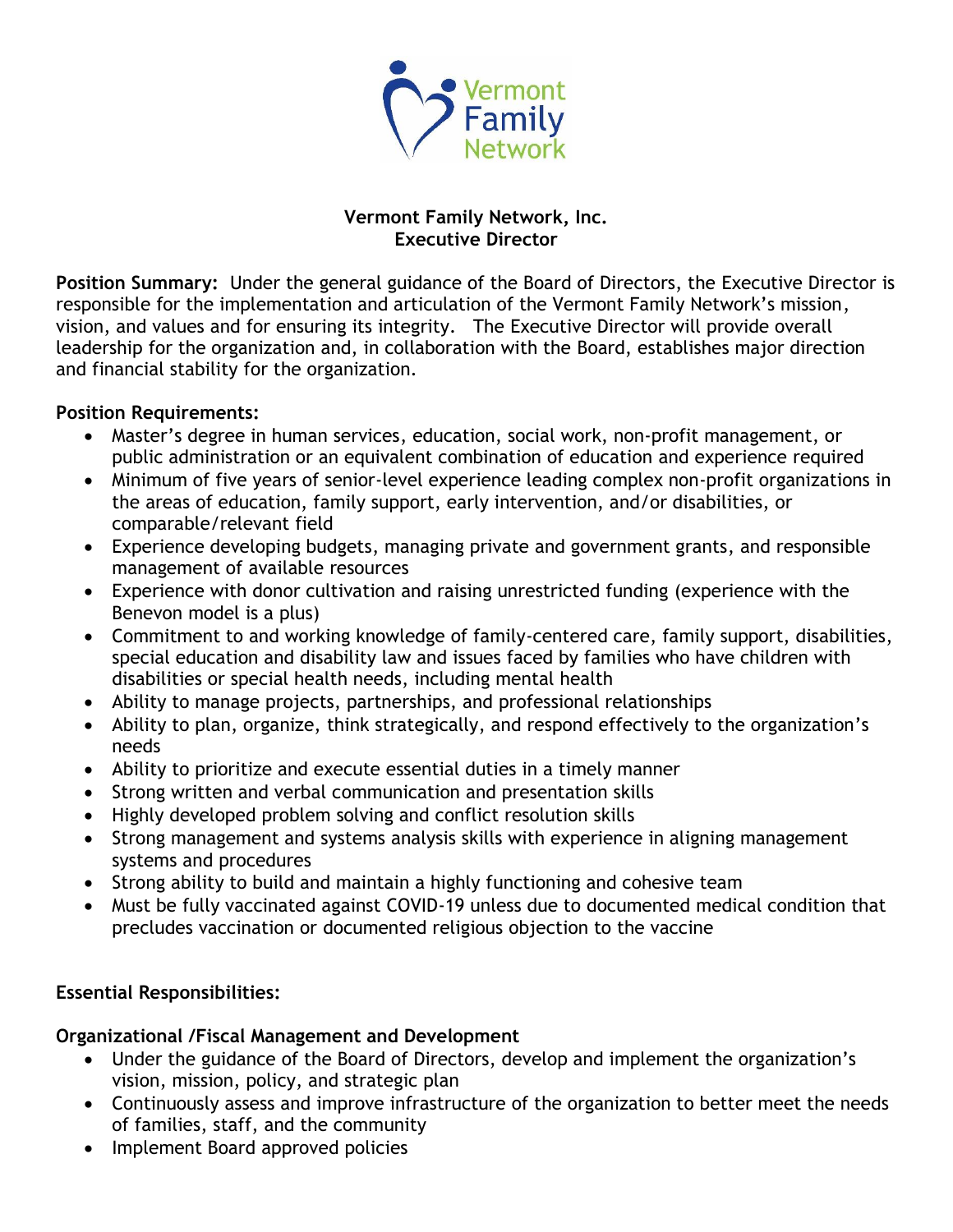**Vermont Family Network, Inc.**
**Executive Director**

**Position Summary:** Under the general guidance of the Board of Directors, the Executive Director is responsible for the implementation and articulation of the Vermont Family Network's mission, vision, and values and for ensuring its integrity. The Executive Director will provide overall leadership for the organization and, in collaboration with the Board, establishes major direction and financial stability for the organization.

**Position Requirements:**

- Master's degree in human services, education, social work, non-profit management, or public administration or an equivalent combination of education and experience required
- Minimum of five years of senior-level experience leading complex non-profit organizations in the areas of education, family support, early intervention, and/or disabilities, or comparable/relevant field
- Experience developing budgets, managing private and government grants, and responsible management of available resources
- Experience with donor cultivation and raising unrestricted funding (experience with the Benevon model is a plus)
- Commitment to and working knowledge of family-centered care, family support, disabilities, special education and disability law and issues faced by families who have children with disabilities or special health needs, including mental health
- Ability to manage projects, partnerships, and professional relationships
- Ability to plan, organize, think strategically, and respond effectively to the organization's needs
- Ability to prioritize and execute essential duties in a timely manner
- Strong written and verbal communication and presentation skills
- Highly developed problem solving and conflict resolution skills
- Strong management and systems analysis skills with experience in aligning management systems and procedures
- Strong ability to build and maintain a highly functioning and cohesive team
- Must be fully vaccinated against COVID-19 unless due to documented medical condition that precludes vaccination or documented religious objection to the vaccine

**Essential Responsibilities:**

**Organizational /Fiscal Management and Development**

- Under the guidance of the Board of Directors, develop and implement the organization's vision, mission, policy, and strategic plan
- Continuously assess and improve infrastructure of the organization to better meet the needs of families, staff, and the community
- Implement Board approved policies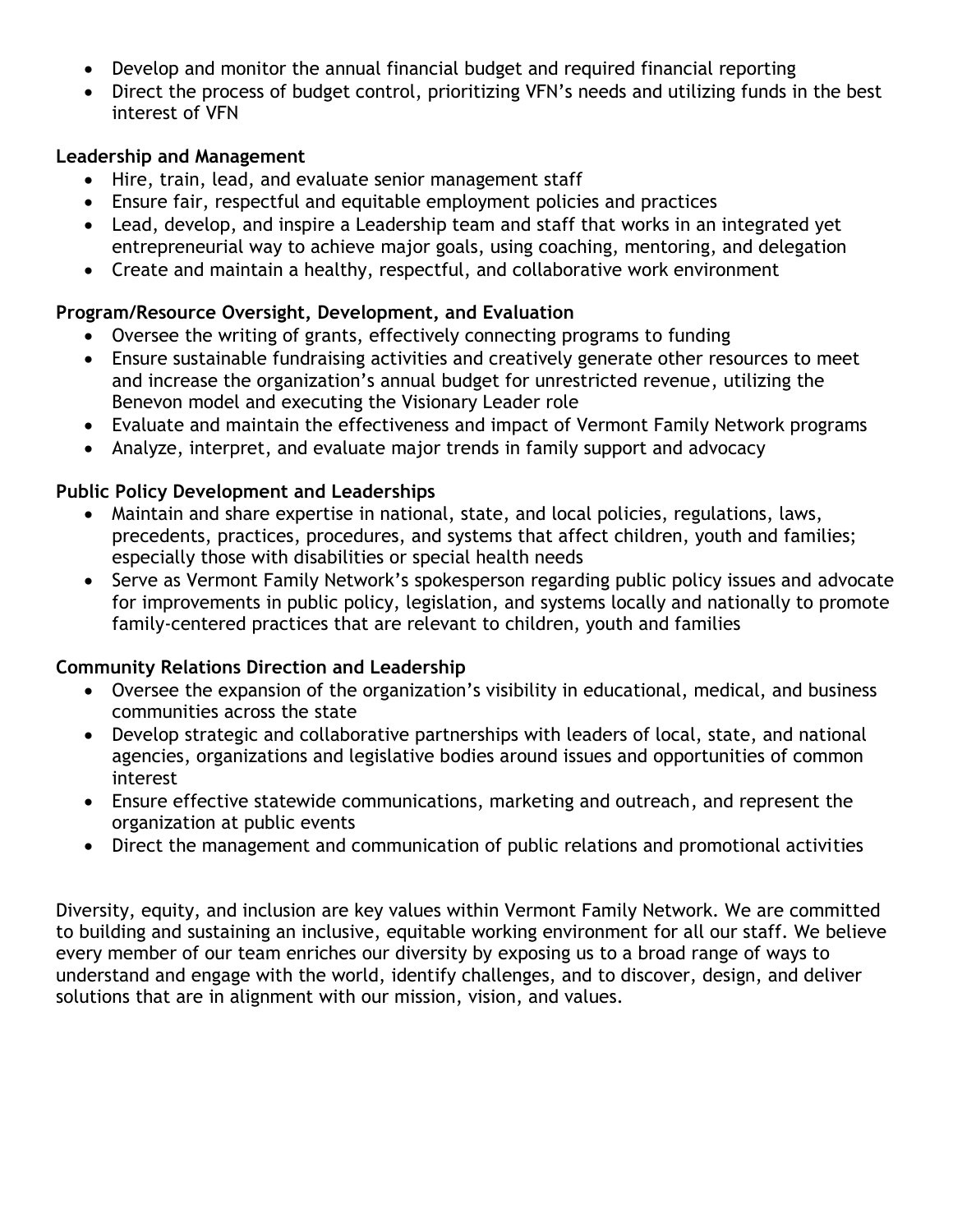- Develop and monitor the annual financial budget and required financial reporting
- Direct the process of budget control, prioritizing VFN's needs and utilizing funds in the best interest of VFN

**Leadership and Management**

- Hire, train, lead, and evaluate senior management staff
- Ensure fair, respectful and equitable employment policies and practices
- Lead, develop, and inspire a Leadership team and staff that works in an integrated yet entrepreneurial way to achieve major goals, using coaching, mentoring, and delegation
- Create and maintain a healthy, respectful, and collaborative work environment

**Program/Resource Oversight, Development, and Evaluation**

- Oversee the writing of grants, effectively connecting programs to funding
- Ensure sustainable fundraising activities and creatively generate other resources to meet and increase the organization's annual budget for unrestricted revenue, utilizing the Benevon model and executing the Visionary Leader role
- Evaluate and maintain the effectiveness and impact of Vermont Family Network programs
- Analyze, interpret, and evaluate major trends in family support and advocacy

**Public Policy Development and Leaderships**

- Maintain and share expertise in national, state, and local policies, regulations, laws, precedents, practices, procedures, and systems that affect children, youth and families; especially those with disabilities or special health needs
- Serve as Vermont Family Network's spokesperson regarding public policy issues and advocate for improvements in public policy, legislation, and systems locally and nationally to promote family-centered practices that are relevant to children, youth and families

**Community Relations Direction and Leadership**

- Oversee the expansion of the organization's visibility in educational, medical, and business communities across the state
- Develop strategic and collaborative partnerships with leaders of local, state, and national agencies, organizations and legislative bodies around issues and opportunities of common interest
- Ensure effective statewide communications, marketing and outreach, and represent the organization at public events
- Direct the management and communication of public relations and promotional activities

Diversity, equity, and inclusion are key values within Vermont Family Network. We are committed to building and sustaining an inclusive, equitable working environment for all our staff. We believe every member of our team enriches our diversity by exposing us to a broad range of ways to understand and engage with the world, identify challenges, and to discover, design, and deliver solutions that are in alignment with our mission, vision, and values.